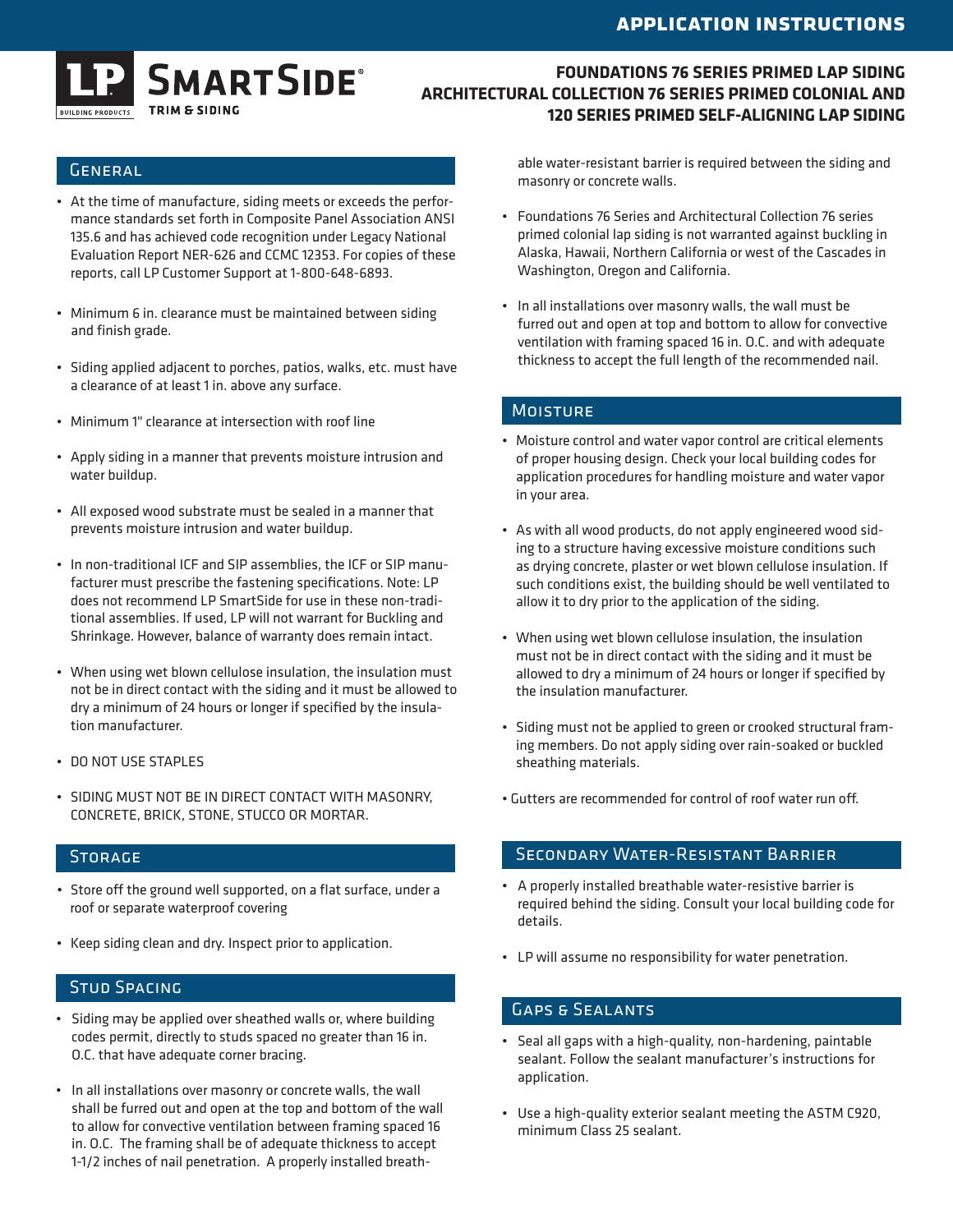# APPLICATION INSTRUCTIONS

LP SmartSide® Trim & Siding

## FOUNDATIONS 76 SERIES PRIMED LAP SIDING ARCHITECTURAL COLLECTION 76 SERIES PRIMED COLONIAL AND 120 SERIES PRIMED SELF-ALIGNING LAP SIDING

## General

- At the time of manufacture, siding meets or exceeds the performance standards set forth in Composite Panel Association ANSI 135.6 and has achieved code recognition under Legacy National Evaluation Report NER-626 and CCMC 12353. For copies of these reports, call LP Customer Support at 1-800-648-6893.
- Minimum 6 in. clearance must be maintained between siding and finish grade.
- Siding applied adjacent to porches, patios, walks, etc. must have a clearance of at least 1 in. above any surface.
- Minimum 1" clearance at intersection with roof line
- Apply siding in a manner that prevents moisture intrusion and water buildup.
- All exposed wood substrate must be sealed in a manner that prevents moisture intrusion and water buildup.
- In non-traditional ICF and SIP assemblies, the ICF or SIP manufacturer must prescribe the fastening specifications. Note: LP does not recommend LP SmartSide for use in these non-traditional assemblies. If used, LP will not warrant for Buckling and Shrinkage. However, balance of warranty does remain intact.
- When using wet blown cellulose insulation, the insulation must not be in direct contact with the siding and it must be allowed to dry a minimum of 24 hours or longer if specified by the insulation manufacturer.
- DO NOT USE STAPLES
- SIDING MUST NOT BE IN DIRECT CONTACT WITH MASONRY, CONCRETE, BRICK, STONE, STUCCO OR MORTAR.

## Storage

- Store off the ground well supported, on a flat surface, under a roof or separate waterproof covering
- Keep siding clean and dry. Inspect prior to application.

## Stud Spacing

- Siding may be applied over sheathed walls or, where building codes permit, directly to studs spaced no greater than 16 in. O.C. that have adequate corner bracing.
- In all installations over masonry or concrete walls, the wall shall be furred out and open at the top and bottom of the wall to allow for convective ventilation between framing spaced 16 in. O.C. The framing shall be of adequate thickness to accept 1-1/2 inches of nail penetration. A properly installed breathable water-resistant barrier is required between the siding and masonry or concrete walls.
- Foundations 76 Series and Architectural Collection 76 series primed colonial lap siding is not warranted against buckling in Alaska, Hawaii, Northern California or west of the Cascades in Washington, Oregon and California.
- In all installations over masonry walls, the wall must be furred out and open at top and bottom to allow for convective ventilation with framing spaced 16 in. O.C. and with adequate thickness to accept the full length of the recommended nail.

## Moisture

- Moisture control and water vapor control are critical elements of proper housing design. Check your local building codes for application procedures for handling moisture and water vapor in your area.
- As with all wood products, do not apply engineered wood siding to a structure having excessive moisture conditions such as drying concrete, plaster or wet blown cellulose insulation. If such conditions exist, the building should be well ventilated to allow it to dry prior to the application of the siding.
- When using wet blown cellulose insulation, the insulation must not be in direct contact with the siding and it must be allowed to dry a minimum of 24 hours or longer if specified by the insulation manufacturer.
- Siding must not be applied to green or crooked structural framing members. Do not apply siding over rain-soaked or buckled sheathing materials.
- Gutters are recommended for control of roof water run off.

## Secondary Water-Resistant Barrier

- A properly installed breathable water-resistive barrier is required behind the siding. Consult your local building code for details.
- LP will assume no responsibility for water penetration.

## Gaps & Sealants

- Seal all gaps with a high-quality, non-hardening, paintable sealant. Follow the sealant manufacturer's instructions for application.
- Use a high-quality exterior sealant meeting the ASTM C920, minimum Class 25 sealant.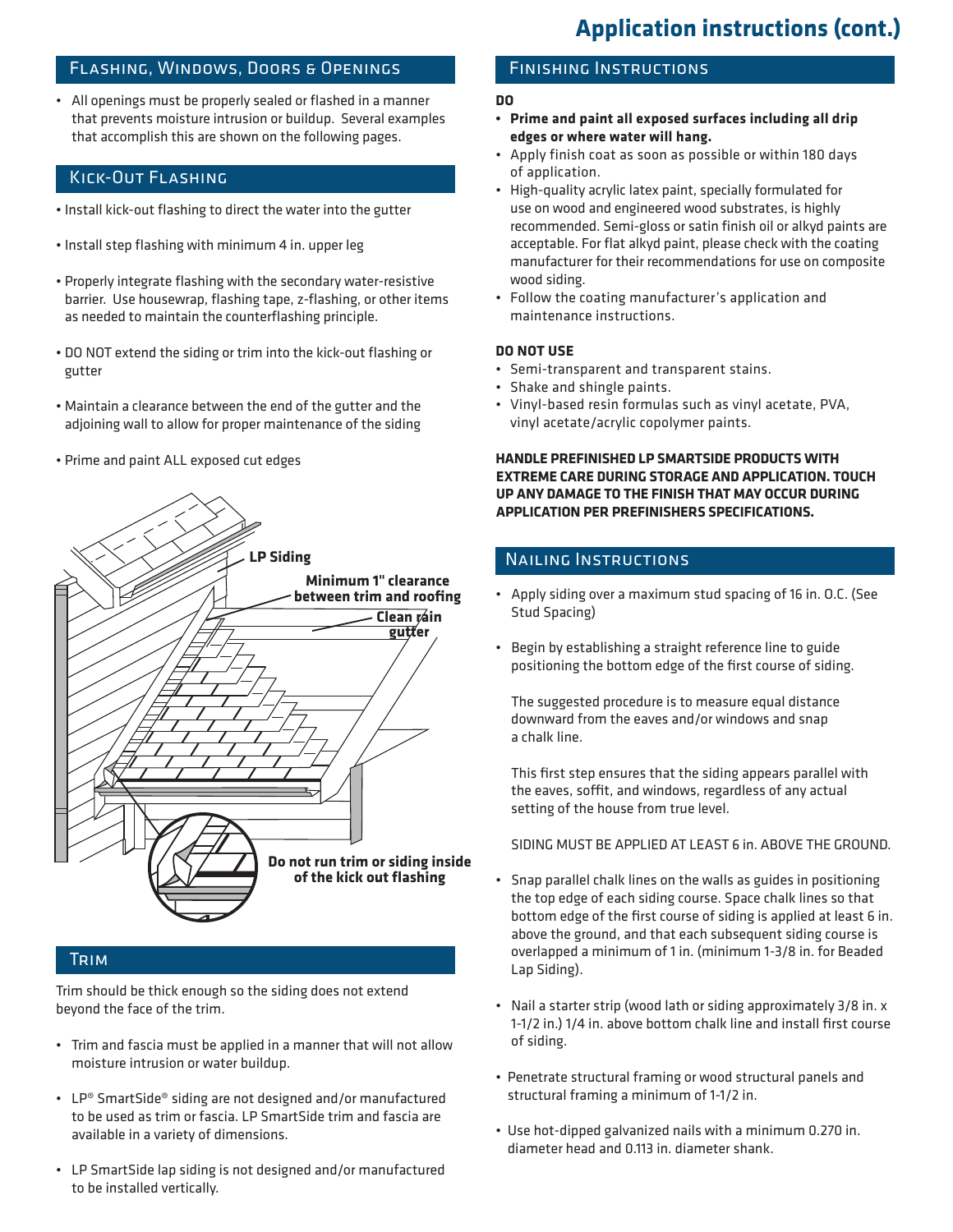# Application instructions (cont.)

## Flashing, Windows, Doors & Openings

- All openings must be properly sealed or flashed in a manner that prevents moisture intrusion or buildup. Several examples that accomplish this are shown on the following pages.

## Kick-Out Flashing

- Install kick-out flashing to direct the water into the gutter
- Install step flashing with minimum 4 in. upper leg
- Properly integrate flashing with the secondary water-resistive barrier. Use housewrap, flashing tape, z-flashing, or other items as needed to maintain the counterflashing principle.
- DO NOT extend the siding or trim into the kick-out flashing or gutter
- Maintain a clearance between the end of the gutter and the adjoining wall to allow for proper maintenance of the siding
- Prime and paint ALL exposed cut edges

**LP Siding**

**Minimum 1" clearance between trim and roofing**

**Clean rain gutter**

**Do not run trim or siding inside of the kick out flashing**

## Trim

Trim should be thick enough so the siding does not extend beyond the face of the trim.

- Trim and fascia must be applied in a manner that will not allow moisture intrusion or water buildup.
- LP® SmartSide® siding are not designed and/or manufactured to be used as trim or fascia. LP SmartSide trim and fascia are available in a variety of dimensions.
- LP SmartSide lap siding is not designed and/or manufactured to be installed vertically.

## Finishing Instructions

**DO**

- **Prime and paint all exposed surfaces including all drip edges or where water will hang.**
- Apply finish coat as soon as possible or within 180 days of application.
- High-quality acrylic latex paint, specially formulated for use on wood and engineered wood substrates, is highly recommended. Semi-gloss or satin finish oil or alkyd paints are acceptable. For flat alkyd paint, please check with the coating manufacturer for their recommendations for use on composite wood siding.
- Follow the coating manufacturer's application and maintenance instructions.

**DO NOT USE**

- Semi-transparent and transparent stains.
- Shake and shingle paints.
- Vinyl-based resin formulas such as vinyl acetate, PVA, vinyl acetate/acrylic copolymer paints.

**HANDLE PREFINISHED LP SMARTSIDE PRODUCTS WITH EXTREME CARE DURING STORAGE AND APPLICATION. TOUCH UP ANY DAMAGE TO THE FINISH THAT MAY OCCUR DURING APPLICATION PER PREFINISHERS SPECIFICATIONS.**

## Nailing Instructions

- Apply siding over a maximum stud spacing of 16 in. O.C. (See Stud Spacing)
- Begin by establishing a straight reference line to guide positioning the bottom edge of the first course of siding.

  The suggested procedure is to measure equal distance downward from the eaves and/or windows and snap a chalk line.

  This first step ensures that the siding appears parallel with the eaves, soffit, and windows, regardless of any actual setting of the house from true level.

  SIDING MUST BE APPLIED AT LEAST 6 in. ABOVE THE GROUND.

- Snap parallel chalk lines on the walls as guides in positioning the top edge of each siding course. Space chalk lines so that bottom edge of the first course of siding is applied at least 6 in. above the ground, and that each subsequent siding course is overlapped a minimum of 1 in. (minimum 1-3/8 in. for Beaded Lap Siding).
- Nail a starter strip (wood lath or siding approximately 3/8 in. x 1-1/2 in.) 1/4 in. above bottom chalk line and install first course of siding.
- Penetrate structural framing or wood structural panels and structural framing a minimum of 1-1/2 in.
- Use hot-dipped galvanized nails with a minimum 0.270 in. diameter head and 0.113 in. diameter shank.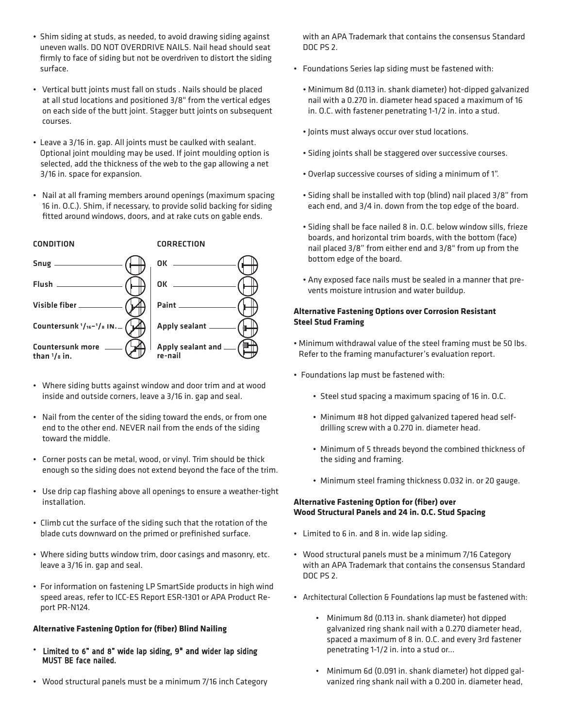- Shim siding at studs, as needed, to avoid drawing siding against uneven walls. DO NOT OVERDRIVE NAILS. Nail head should seat firmly to face of siding but not be overdriven to distort the siding surface.
- Vertical butt joints must fall on studs . Nails should be placed at all stud locations and positioned 3/8" from the vertical edges on each side of the butt joint. Stagger butt joints on subsequent courses.
- Leave a 3/16 in. gap. All joints must be caulked with sealant. Optional joint moulding may be used. If joint moulding option is selected, add the thickness of the web to the gap allowing a net 3/16 in. space for expansion.
- Nail at all framing members around openings (maximum spacing 16 in. O.C.). Shim, if necessary, to provide solid backing for siding fitted around windows, doors, and at rake cuts on gable ends.

| CONDITION | CORRECTION |
|---|---|
| Snug | OK |
| Flush | OK |
| Visible fiber | Paint |
| Countersunk 1/16–1/8 in. | Apply sealant |
| Countersunk more than 1/8 in. | Apply sealant and re-nail |

- Where siding butts against window and door trim and at wood inside and outside corners, leave a 3/16 in. gap and seal.
- Nail from the center of the siding toward the ends, or from one end to the other end. NEVER nail from the ends of the siding toward the middle.
- Corner posts can be metal, wood, or vinyl. Trim should be thick enough so the siding does not extend beyond the face of the trim.
- Use drip cap flashing above all openings to ensure a weather-tight installation.
- Climb cut the surface of the siding such that the rotation of the blade cuts downward on the primed or prefinished surface.
- Where siding butts window trim, door casings and masonry, etc. leave a 3/16 in. gap and seal.
- For information on fastening LP SmartSide products in high wind speed areas, refer to ICC-ES Report ESR-1301 or APA Product Report PR-N124.

**Alternative Fastening Option for (fiber) Blind Nailing**

- Limited to 6" and 8" wide lap siding, 9" and wider lap siding MUST BE face nailed.
- Wood structural panels must be a minimum 7/16 inch Category with an APA Trademark that contains the consensus Standard DOC PS 2.
- Foundations Series lap siding must be fastened with:
  - Minimum 8d (0.113 in. shank diameter) hot-dipped galvanized nail with a 0.270 in. diameter head spaced a maximum of 16 in. O.C. with fastener penetrating 1-1/2 in. into a stud.
  - Joints must always occur over stud locations.
  - Siding joints shall be staggered over successive courses.
  - Overlap successive courses of siding a minimum of 1".
  - Siding shall be installed with top (blind) nail placed 3/8" from each end, and 3/4 in. down from the top edge of the board.
  - Siding shall be face nailed 8 in. O.C. below window sills, frieze boards, and horizontal trim boards, with the bottom (face) nail placed 3/8" from either end and 3/8" from up from the bottom edge of the board.
  - Any exposed face nails must be sealed in a manner that prevents moisture intrusion and water buildup.

**Alternative Fastening Options over Corrosion Resistant Steel Stud Framing**

- Minimum withdrawal value of the steel framing must be 50 lbs. Refer to the framing manufacturer's evaluation report.
- Foundations lap must be fastened with:
  - Steel stud spacing a maximum spacing of 16 in. O.C.
  - Minimum #8 hot dipped galvanized tapered head self-drilling screw with a 0.270 in. diameter head.
  - Minimum of 5 threads beyond the combined thickness of the siding and framing.
  - Minimum steel framing thickness 0.032 in. or 20 gauge.

**Alternative Fastening Option for (fiber) over Wood Structural Panels and 24 in. O.C. Stud Spacing**

- Limited to 6 in. and 8 in. wide lap siding.
- Wood structural panels must be a minimum 7/16 Category with an APA Trademark that contains the consensus Standard DOC PS 2.
- Architectural Collection & Foundations lap must be fastened with:
  - Minimum 8d (0.113 in. shank diameter) hot dipped galvanized ring shank nail with a 0.270 diameter head, spaced a maximum of 8 in. O.C. and every 3rd fastener penetrating 1-1/2 in. into a stud or...
  - Minimum 6d (0.091 in. shank diameter) hot dipped galvanized ring shank nail with a 0.200 in. diameter head,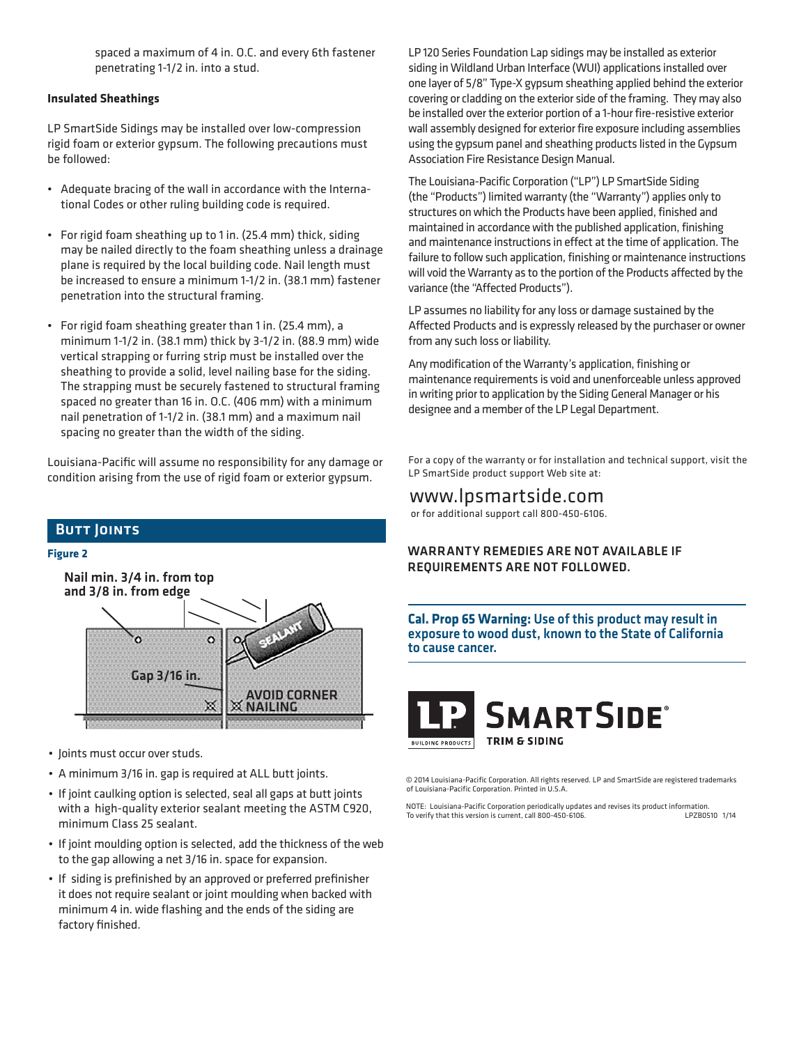spaced a maximum of 4 in. O.C. and every 6th fastener penetrating 1-1/2 in. into a stud.

**Insulated Sheathings**

LP SmartSide Sidings may be installed over low-compression rigid foam or exterior gypsum. The following precautions must be followed:

- Adequate bracing of the wall in accordance with the International Codes or other ruling building code is required.
- For rigid foam sheathing up to 1 in. (25.4 mm) thick, siding may be nailed directly to the foam sheathing unless a drainage plane is required by the local building code. Nail length must be increased to ensure a minimum 1-1/2 in. (38.1 mm) fastener penetration into the structural framing.
- For rigid foam sheathing greater than 1 in. (25.4 mm), a minimum 1-1/2 in. (38.1 mm) thick by 3-1/2 in. (88.9 mm) wide vertical strapping or furring strip must be installed over the sheathing to provide a solid, level nailing base for the siding. The strapping must be securely fastened to structural framing spaced no greater than 16 in. O.C. (406 mm) with a minimum nail penetration of 1-1/2 in. (38.1 mm) and a maximum nail spacing no greater than the width of the siding.

Louisiana-Pacific will assume no responsibility for any damage or condition arising from the use of rigid foam or exterior gypsum.

## Butt Joints

**Figure 2**

Nail min. 3/4 in. from top and 3/8 in. from edge

Gap 3/16 in.

SEALANT

AVOID CORNER NAILING

- Joints must occur over studs.
- A minimum 3/16 in. gap is required at ALL butt joints.
- If joint caulking option is selected, seal all gaps at butt joints with a high-quality exterior sealant meeting the ASTM C920, minimum Class 25 sealant.
- If joint moulding option is selected, add the thickness of the web to the gap allowing a net 3/16 in. space for expansion.
- If siding is prefinished by an approved or preferred prefinisher it does not require sealant or joint moulding when backed with minimum 4 in. wide flashing and the ends of the siding are factory finished.

LP 120 Series Foundation Lap sidings may be installed as exterior siding in Wildland Urban Interface (WUI) applications installed over one layer of 5/8" Type-X gypsum sheathing applied behind the exterior covering or cladding on the exterior side of the framing. They may also be installed over the exterior portion of a 1-hour fire-resistive exterior wall assembly designed for exterior fire exposure including assemblies using the gypsum panel and sheathing products listed in the Gypsum Association Fire Resistance Design Manual.

The Louisiana-Pacific Corporation ("LP") LP SmartSide Siding (the "Products") limited warranty (the "Warranty") applies only to structures on which the Products have been applied, finished and maintained in accordance with the published application, finishing and maintenance instructions in effect at the time of application. The failure to follow such application, finishing or maintenance instructions will void the Warranty as to the portion of the Products affected by the variance (the "Affected Products").

LP assumes no liability for any loss or damage sustained by the Affected Products and is expressly released by the purchaser or owner from any such loss or liability.

Any modification of the Warranty's application, finishing or maintenance requirements is void and unenforceable unless approved in writing prior to application by the Siding General Manager or his designee and a member of the LP Legal Department.

For a copy of the warranty or for installation and technical support, visit the LP SmartSide product support Web site at:

www.lpsmartside.com

or for additional support call 800-450-6106.

**WARRANTY REMEDIES ARE NOT AVAILABLE IF REQUIREMENTS ARE NOT FOLLOWED.**

**Cal. Prop 65 Warning:** Use of this product may result in exposure to wood dust, known to the State of California to cause cancer.

LP BUILDING PRODUCTS SMARTSIDE® TRIM & SIDING

© 2014 Louisiana-Pacific Corporation. All rights reserved. LP and SmartSide are registered trademarks of Louisiana-Pacific Corporation. Printed in U.S.A.

NOTE: Louisiana-Pacific Corporation periodically updates and revises its product information. To verify that this version is current, call 800-450-6106. LPZB0510 1/14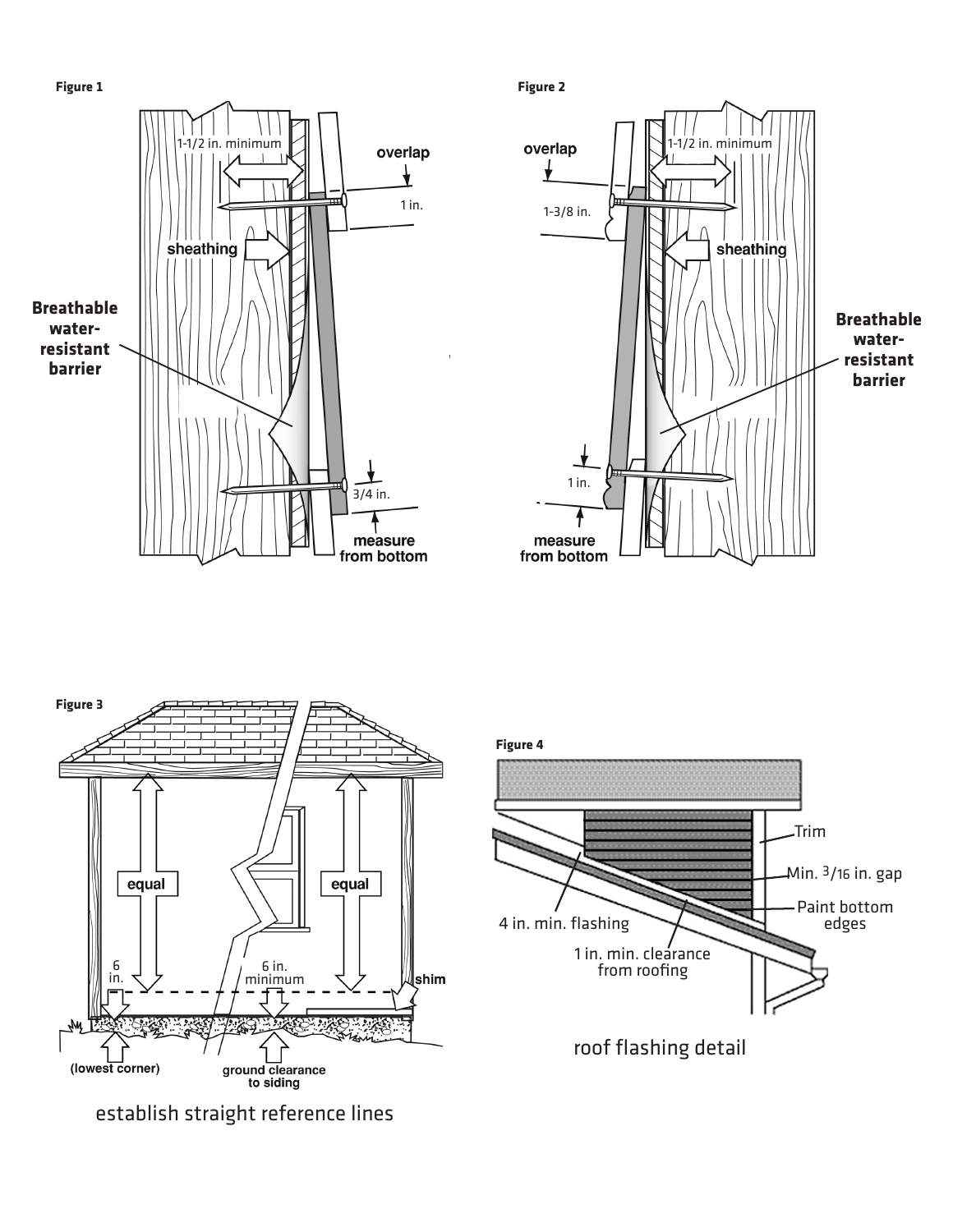**Figure 1**

1-1/2 in. minimum

overlap

1 in.

sheathing

**Breathable water-resistant barrier**

3/4 in.

measure from bottom

**Figure 2**

overlap

1-1/2 in. minimum

1-3/8 in.

sheathing

**Breathable water-resistant barrier**

1 in.

measure from bottom

**Figure 3**

equal

equal

6 in.

6 in. minimum

shim

(lowest corner)

ground clearance to siding

establish straight reference lines

**Figure 4**

Trim

Min. 3/16 in. gap

Paint bottom edges

4 in. min. flashing

1 in. min. clearance from roofing

roof flashing detail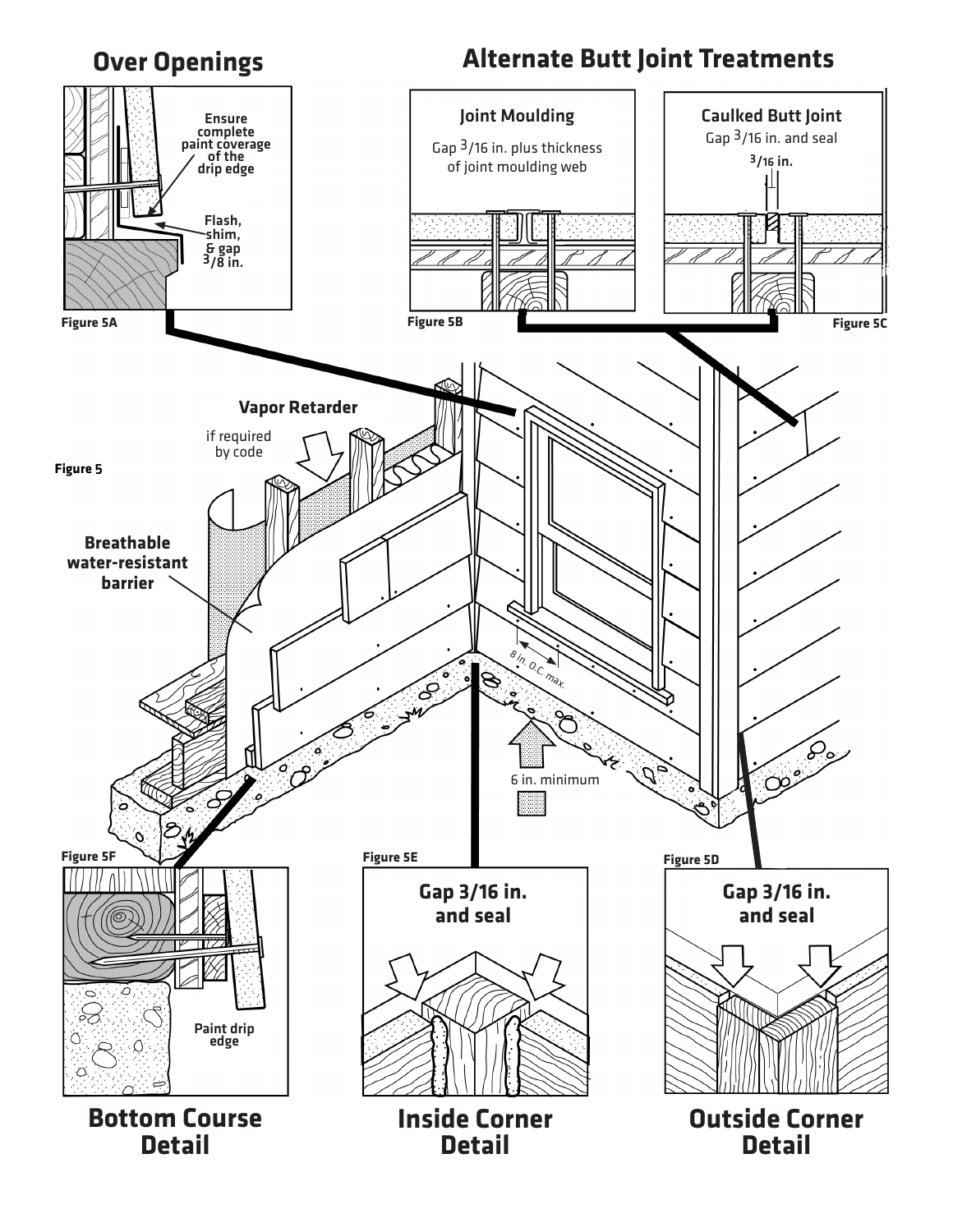## Over Openings

Ensure complete paint coverage of the drip edge

Flash, shim, & gap 3/8 in.

Figure 5A

## Alternate Butt Joint Treatments

### Joint Moulding

Gap 3/16 in. plus thickness of joint moulding web

Figure 5B

### Caulked Butt Joint

Gap 3/16 in. and seal

3/16 in.

Figure 5C

Figure 5

Vapor Retarder

if required by code

Breathable water-resistant barrier

8 in. O.C. max.

6 in. minimum

Figure 5F

Paint drip edge

## Bottom Course Detail

Figure 5E

Gap 3/16 in. and seal

## Inside Corner Detail

Figure 5D

Gap 3/16 in. and seal

## Outside Corner Detail